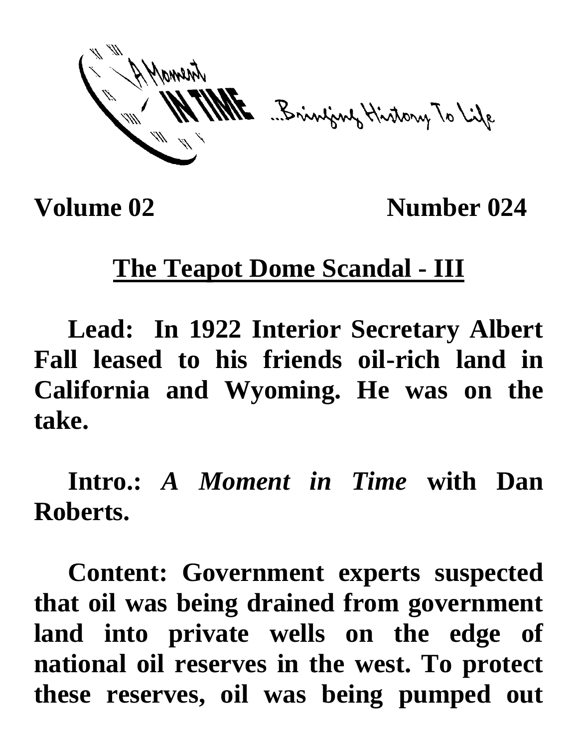A Moment IN TIME ...Bringing History To Life

**Volume 02** **Number 024**

## <u>The Teapot Dome Scandal - III</u>

**Lead: In 1922 Interior Secretary Albert Fall leased to his friends oil-rich land in California and Wyoming. He was on the take.**

**Intro.: *A Moment in Time* with Dan Roberts.**

**Content: Government experts suspected that oil was being drained from government land into private wells on the edge of national oil reserves in the west. To protect these reserves, oil was being pumped out**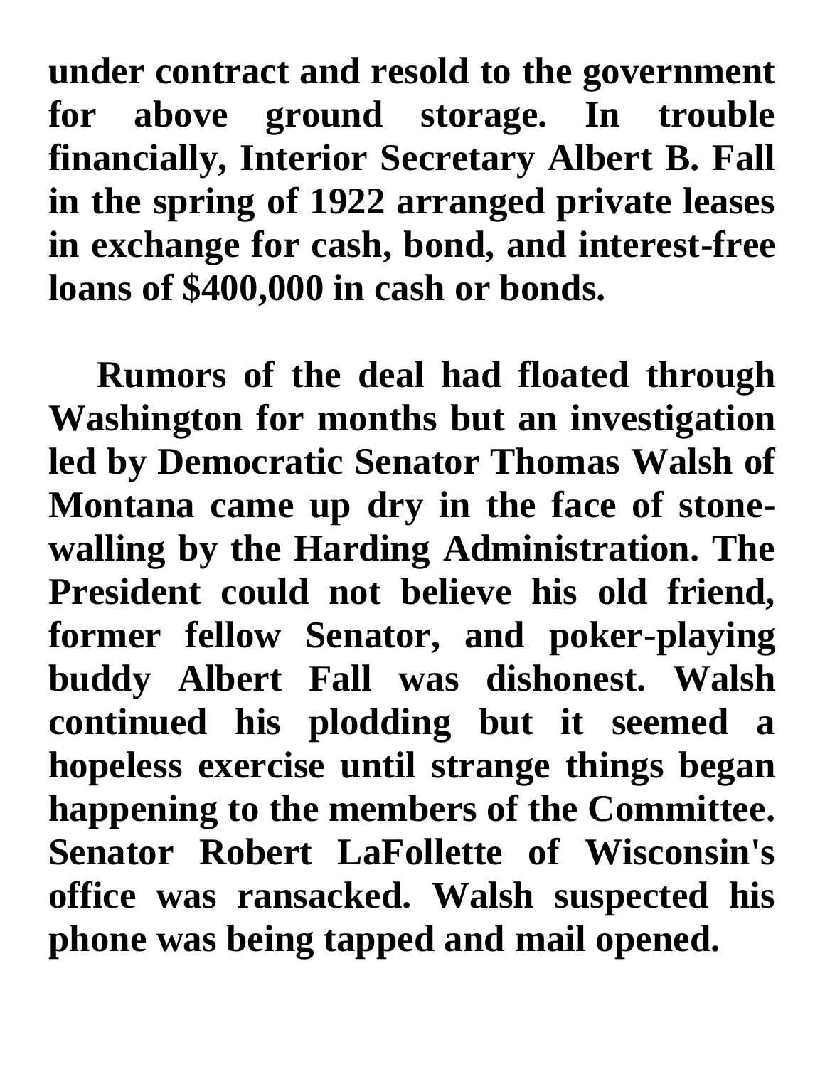**under contract and resold to the government for above ground storage. In trouble financially, Interior Secretary Albert B. Fall in the spring of 1922 arranged private leases in exchange for cash, bond, and interest-free loans of $400,000 in cash or bonds.**

**Rumors of the deal had floated through Washington for months but an investigation led by Democratic Senator Thomas Walsh of Montana came up dry in the face of stone-walling by the Harding Administration. The President could not believe his old friend, former fellow Senator, and poker-playing buddy Albert Fall was dishonest. Walsh continued his plodding but it seemed a hopeless exercise until strange things began happening to the members of the Committee. Senator Robert LaFollette of Wisconsin's office was ransacked. Walsh suspected his phone was being tapped and mail opened.**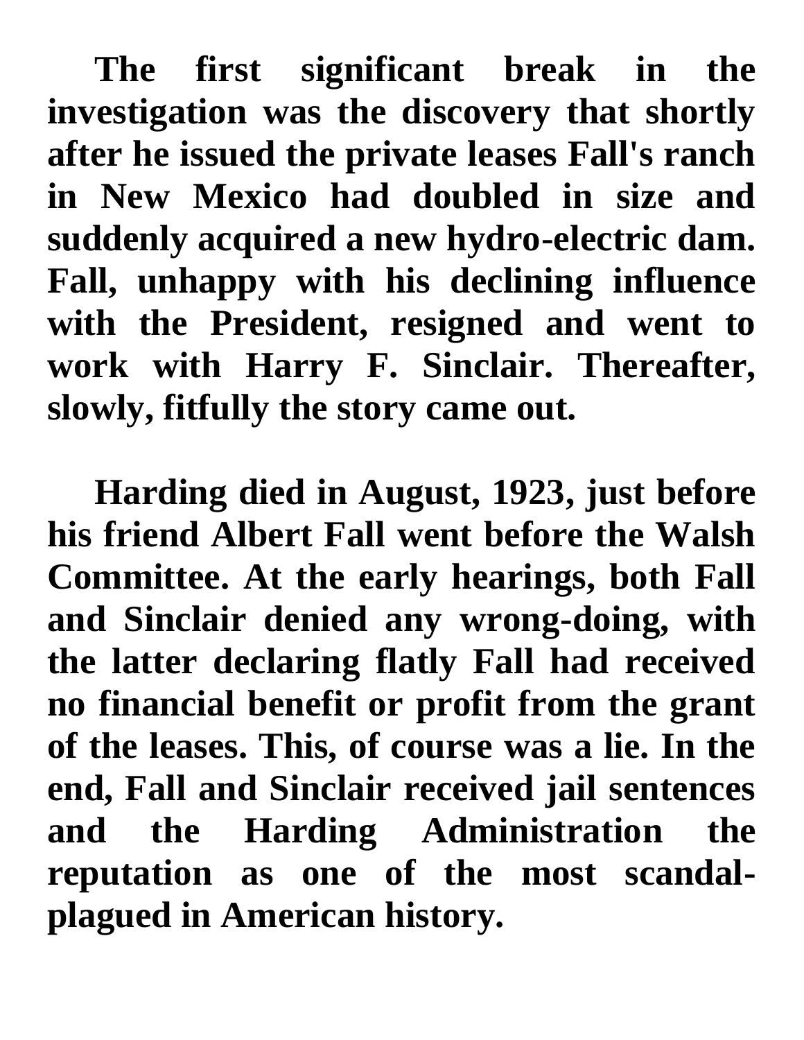**The first significant break in the investigation was the discovery that shortly after he issued the private leases Fall's ranch in New Mexico had doubled in size and suddenly acquired a new hydro-electric dam. Fall, unhappy with his declining influence with the President, resigned and went to work with Harry F. Sinclair. Thereafter, slowly, fitfully the story came out.**

**Harding died in August, 1923, just before his friend Albert Fall went before the Walsh Committee. At the early hearings, both Fall and Sinclair denied any wrong-doing, with the latter declaring flatly Fall had received no financial benefit or profit from the grant of the leases. This, of course was a lie. In the end, Fall and Sinclair received jail sentences and the Harding Administration the reputation as one of the most scandal-plagued in American history.**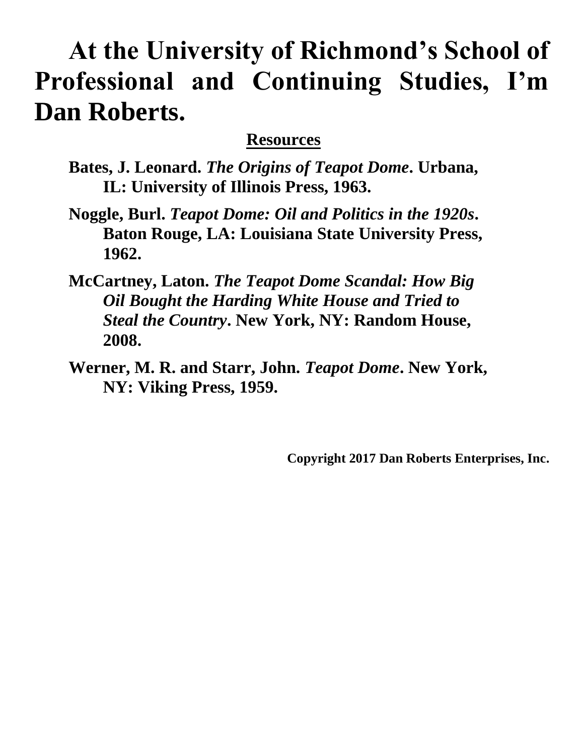**At the University of Richmond's School of Professional and Continuing Studies, I'm Dan Roberts.**

## Resources

**Bates, J. Leonard. *The Origins of Teapot Dome*. Urbana, IL: University of Illinois Press, 1963.**

**Noggle, Burl. *Teapot Dome: Oil and Politics in the 1920s*. Baton Rouge, LA: Louisiana State University Press, 1962.**

**McCartney, Laton. *The Teapot Dome Scandal: How Big Oil Bought the Harding White House and Tried to Steal the Country*. New York, NY: Random House, 2008.**

**Werner, M. R. and Starr, John. *Teapot Dome*. New York, NY: Viking Press, 1959.**

**Copyright 2017 Dan Roberts Enterprises, Inc.**